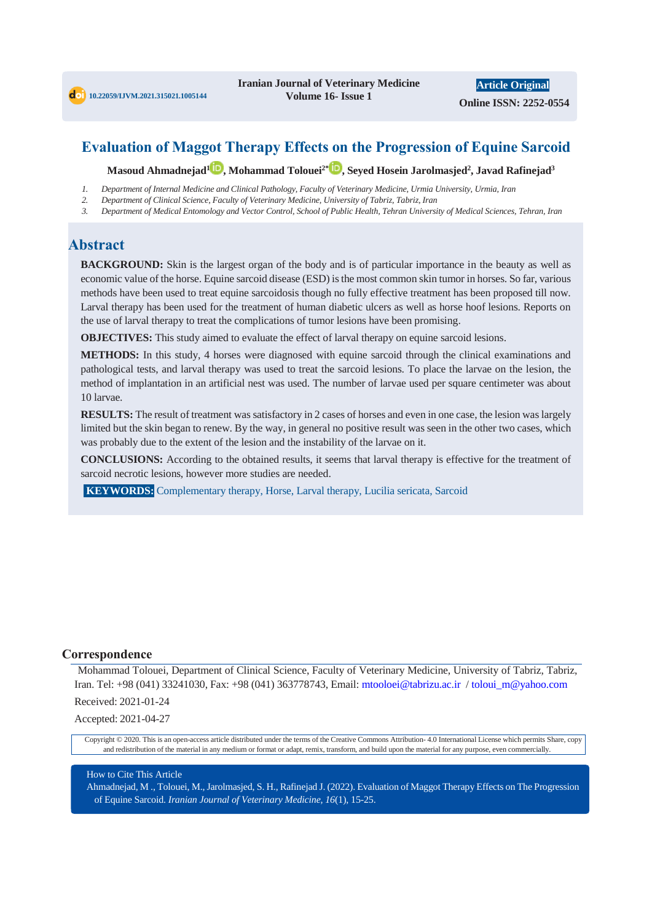10.22059/IJVM.2021.315021.1005144

Iranian Journal of Veterinary Medicine
Volume 16- Issue 1

Article Original
Online ISSN: 2252-0554

# Evaluation of Maggot Therapy Effects on the Progression of Equine Sarcoid

**Masoud Ahmadnejad[1], Mohammad Tolouei[2*], Seyed Hosein Jarolmasjed[2], Javad Rafinejad[3]**

1. *Department of Internal Medicine and Clinical Pathology, Faculty of Veterinary Medicine, Urmia University, Urmia, Iran*
2. *Department of Clinical Science, Faculty of Veterinary Medicine, University of Tabriz, Tabriz, Iran*
3. *Department of Medical Entomology and Vector Control, School of Public Health, Tehran University of Medical Sciences, Tehran, Iran*

## Abstract

**BACKGROUND:** Skin is the largest organ of the body and is of particular importance in the beauty as well as economic value of the horse. Equine sarcoid disease (ESD) is the most common skin tumor in horses. So far, various methods have been used to treat equine sarcoidosis though no fully effective treatment has been proposed till now. Larval therapy has been used for the treatment of human diabetic ulcers as well as horse hoof lesions. Reports on the use of larval therapy to treat the complications of tumor lesions have been promising.

**OBJECTIVES:** This study aimed to evaluate the effect of larval therapy on equine sarcoid lesions.

**METHODS:** In this study, 4 horses were diagnosed with equine sarcoid through the clinical examinations and pathological tests, and larval therapy was used to treat the sarcoid lesions. To place the larvae on the lesion, the method of implantation in an artificial nest was used. The number of larvae used per square centimeter was about 10 larvae.

**RESULTS:** The result of treatment was satisfactory in 2 cases of horses and even in one case, the lesion was largely limited but the skin began to renew. By the way, in general no positive result was seen in the other two cases, which was probably due to the extent of the lesion and the instability of the larvae on it.

**CONCLUSIONS:** According to the obtained results, it seems that larval therapy is effective for the treatment of sarcoid necrotic lesions, however more studies are needed.

**KEYWORDS:** Complementary therapy, Horse, Larval therapy, Lucilia sericata, Sarcoid

## Correspondence

Mohammad Tolouei, Department of Clinical Science, Faculty of Veterinary Medicine, University of Tabriz, Tabriz, Iran. Tel: +98 (041) 33241030, Fax: +98 (041) 363778743, Email: mtooloei@tabrizu.ac.ir / toloui_m@yahoo.com

Received: 2021-01-24

Accepted: 2021-04-27

Copyright © 2020. This is an open-access article distributed under the terms of the Creative Commons Attribution- 4.0 International License which permits Share, copy and redistribution of the material in any medium or format or adapt, remix, transform, and build upon the material for any purpose, even commercially.

How to Cite This Article

Ahmadnejad, M ., Tolouei, M., Jarolmasjed, S. H., Rafinejad J. (2022). Evaluation of Maggot Therapy Effects on The Progression of Equine Sarcoid. *Iranian Journal of Veterinary Medicine, 16*(1), 15-25.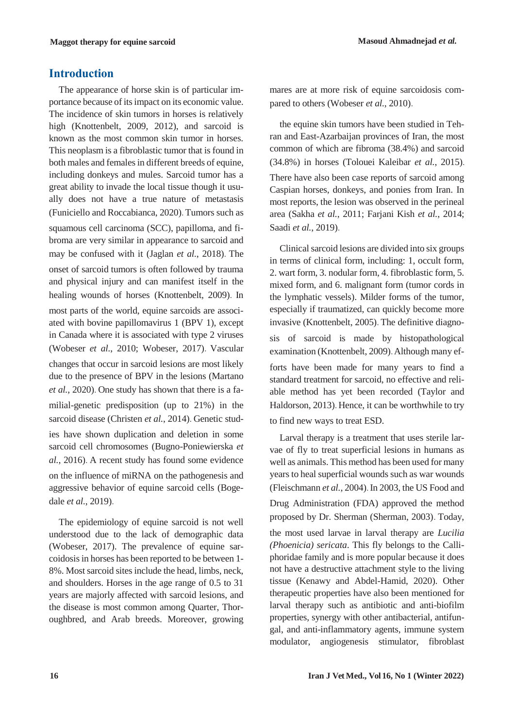## Introduction

The appearance of horse skin is of particular importance because of its impact on its economic value. The incidence of skin tumors in horses is relatively high (Knottenbelt, 2009, 2012), and sarcoid is known as the most common skin tumor in horses. This neoplasm is a fibroblastic tumor that is found in both males and females in different breeds of equine, including donkeys and mules. Sarcoid tumor has a great ability to invade the local tissue though it usually does not have a true nature of metastasis (Funiciello and Roccabianca, 2020). Tumors such as squamous cell carcinoma (SCC), papilloma, and fibroma are very similar in appearance to sarcoid and may be confused with it (Jaglan *et al.*, 2018). The onset of sarcoid tumors is often followed by trauma and physical injury and can manifest itself in the healing wounds of horses (Knottenbelt, 2009). In most parts of the world, equine sarcoids are associated with bovine papillomavirus 1 (BPV 1), except in Canada where it is associated with type 2 viruses (Wobeser *et al.*, 2010; Wobeser, 2017). Vascular changes that occur in sarcoid lesions are most likely due to the presence of BPV in the lesions (Martano *et al.*, 2020). One study has shown that there is a familial-genetic predisposition (up to 21%) in the sarcoid disease (Christen *et al.*, 2014). Genetic studies have shown duplication and deletion in some sarcoid cell chromosomes (Bugno-Poniewierska *et al.*, 2016). A recent study has found some evidence on the influence of miRNA on the pathogenesis and aggressive behavior of equine sarcoid cells (Bogedale *et al.*, 2019).

The epidemiology of equine sarcoid is not well understood due to the lack of demographic data (Wobeser, 2017). The prevalence of equine sarcoidosis in horses has been reported to be between 1-8%. Most sarcoid sites include the head, limbs, neck, and shoulders. Horses in the age range of 0.5 to 31 years are majorly affected with sarcoid lesions, and the disease is most common among Quarter, Thoroughbred, and Arab breeds. Moreover, growing mares are at more risk of equine sarcoidosis compared to others (Wobeser *et al.*, 2010).

the equine skin tumors have been studied in Tehran and East-Azarbaijan provinces of Iran, the most common of which are fibroma (38.4%) and sarcoid (34.8%) in horses (Tolouei Kaleibar *et al.*, 2015). There have also been case reports of sarcoid among Caspian horses, donkeys, and ponies from Iran. In most reports, the lesion was observed in the perineal area (Sakha *et al.*, 2011; Farjani Kish *et al.*, 2014; Saadi *et al.*, 2019).

Clinical sarcoid lesions are divided into six groups in terms of clinical form, including: 1, occult form, 2. wart form, 3. nodular form, 4. fibroblastic form, 5. mixed form, and 6. malignant form (tumor cords in the lymphatic vessels). Milder forms of the tumor, especially if traumatized, can quickly become more invasive (Knottenbelt, 2005). The definitive diagnosis of sarcoid is made by histopathological examination (Knottenbelt, 2009). Although many efforts have been made for many years to find a standard treatment for sarcoid, no effective and reliable method has yet been recorded (Taylor and Haldorson, 2013). Hence, it can be worthwhile to try to find new ways to treat ESD.

Larval therapy is a treatment that uses sterile larvae of fly to treat superficial lesions in humans as well as animals. This method has been used for many years to heal superficial wounds such as war wounds (Fleischmann *et al.*, 2004). In 2003, the US Food and Drug Administration (FDA) approved the method proposed by Dr. Sherman (Sherman, 2003). Today, the most used larvae in larval therapy are *Lucilia (Phoenicia) sericata*. This fly belongs to the Calliphoridae family and is more popular because it does not have a destructive attachment style to the living tissue (Kenawy and Abdel-Hamid, 2020). Other therapeutic properties have also been mentioned for larval therapy such as antibiotic and anti-biofilm properties, synergy with other antibacterial, antifungal, and anti-inflammatory agents, immune system modulator, angiogenesis stimulator, fibroblast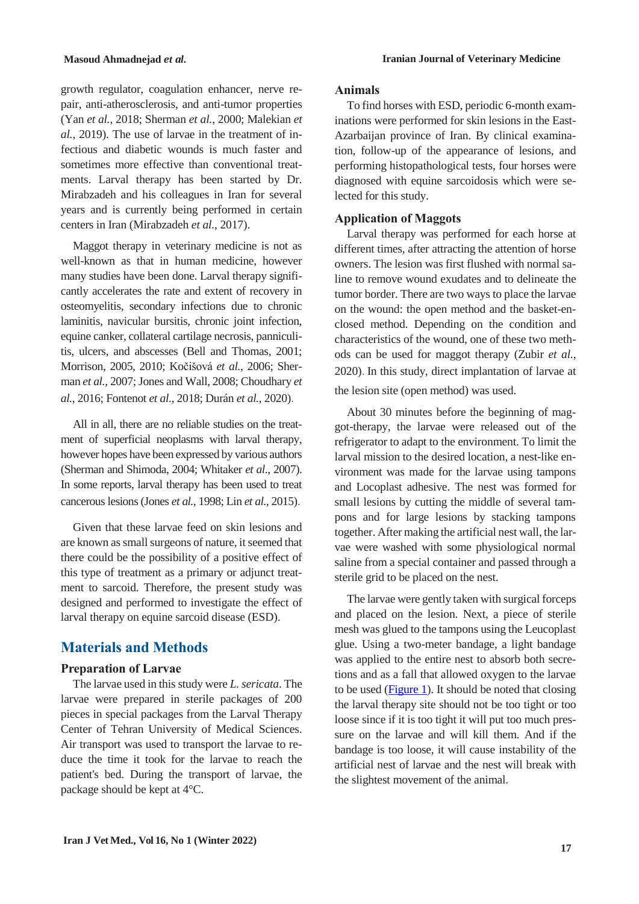growth regulator, coagulation enhancer, nerve repair, anti-atherosclerosis, and anti-tumor properties (Yan *et al.*, 2018; Sherman *et al.*, 2000; Malekian *et al.*, 2019). The use of larvae in the treatment of infectious and diabetic wounds is much faster and sometimes more effective than conventional treatments. Larval therapy has been started by Dr. Mirabzadeh and his colleagues in Iran for several years and is currently being performed in certain centers in Iran (Mirabzadeh *et al.*, 2017).

Maggot therapy in veterinary medicine is not as well-known as that in human medicine, however many studies have been done. Larval therapy significantly accelerates the rate and extent of recovery in osteomyelitis, secondary infections due to chronic laminitis, navicular bursitis, chronic joint infection, equine canker, collateral cartilage necrosis, panniculitis, ulcers, and abscesses (Bell and Thomas, 2001; Morrison, 2005, 2010; Kočišová *et al.*, 2006; Sherman *et al.*, 2007; Jones and Wall, 2008; Choudhary *et al.*, 2016; Fontenot *et al.*, 2018; Durán *et al.*, 2020).

All in all, there are no reliable studies on the treatment of superficial neoplasms with larval therapy, however hopes have been expressed by various authors (Sherman and Shimoda, 2004; Whitaker *et al.*, 2007). In some reports, larval therapy has been used to treat cancerous lesions (Jones *et al.*, 1998; Lin *et al.*, 2015).

Given that these larvae feed on skin lesions and are known as small surgeons of nature, it seemed that there could be the possibility of a positive effect of this type of treatment as a primary or adjunct treatment to sarcoid. Therefore, the present study was designed and performed to investigate the effect of larval therapy on equine sarcoid disease (ESD).

## Materials and Methods

### Preparation of Larvae

The larvae used in this study were *L. sericata*. The larvae were prepared in sterile packages of 200 pieces in special packages from the Larval Therapy Center of Tehran University of Medical Sciences. Air transport was used to transport the larvae to reduce the time it took for the larvae to reach the patient's bed. During the transport of larvae, the package should be kept at 4°C.

### Animals

To find horses with ESD, periodic 6-month examinations were performed for skin lesions in the East-Azarbaijan province of Iran. By clinical examination, follow-up of the appearance of lesions, and performing histopathological tests, four horses were diagnosed with equine sarcoidosis which were selected for this study.

### Application of Maggots

Larval therapy was performed for each horse at different times, after attracting the attention of horse owners. The lesion was first flushed with normal saline to remove wound exudates and to delineate the tumor border. There are two ways to place the larvae on the wound: the open method and the basket-enclosed method. Depending on the condition and characteristics of the wound, one of these two methods can be used for maggot therapy (Zubir *et al.*, 2020). In this study, direct implantation of larvae at the lesion site (open method) was used.

About 30 minutes before the beginning of maggot-therapy, the larvae were released out of the refrigerator to adapt to the environment. To limit the larval mission to the desired location, a nest-like environment was made for the larvae using tampons and Locoplast adhesive. The nest was formed for small lesions by cutting the middle of several tampons and for large lesions by stacking tampons together. After making the artificial nest wall, the larvae were washed with some physiological normal saline from a special container and passed through a sterile grid to be placed on the nest.

The larvae were gently taken with surgical forceps and placed on the lesion. Next, a piece of sterile mesh was glued to the tampons using the Leucoplast glue. Using a two-meter bandage, a light bandage was applied to the entire nest to absorb both secretions and as a fall that allowed oxygen to the larvae to be used (Figure 1). It should be noted that closing the larval therapy site should not be too tight or too loose since if it is too tight it will put too much pressure on the larvae and will kill them. And if the bandage is too loose, it will cause instability of the artificial nest of larvae and the nest will break with the slightest movement of the animal.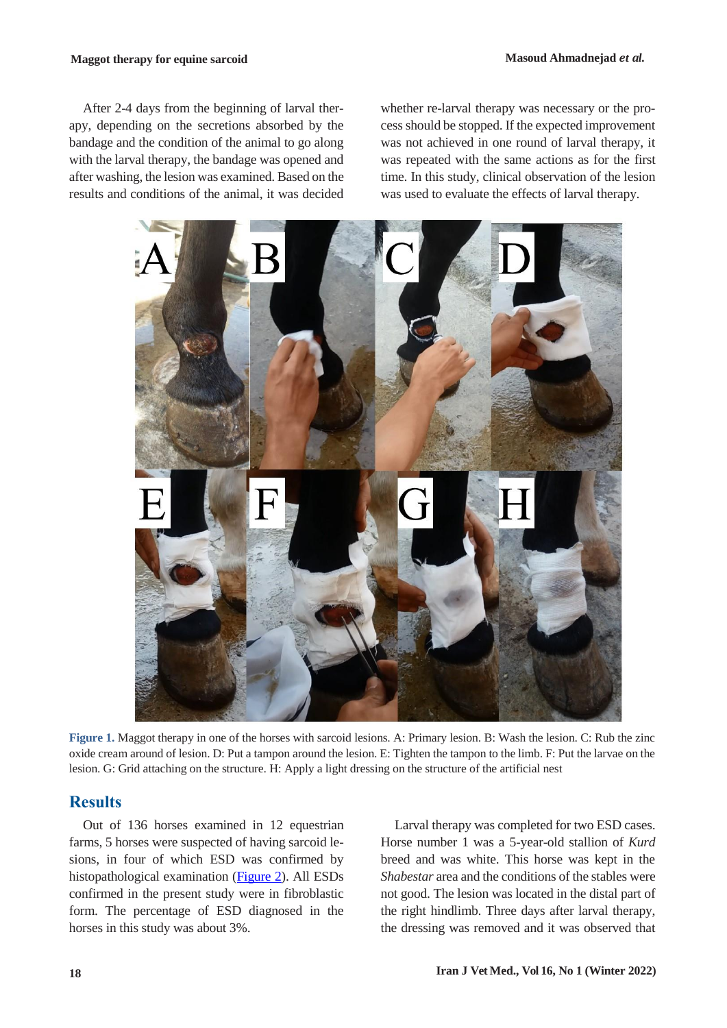After 2-4 days from the beginning of larval therapy, depending on the secretions absorbed by the bandage and the condition of the animal to go along with the larval therapy, the bandage was opened and after washing, the lesion was examined. Based on the results and conditions of the animal, it was decided whether re-larval therapy was necessary or the process should be stopped. If the expected improvement was not achieved in one round of larval therapy, it was repeated with the same actions as for the first time. In this study, clinical observation of the lesion was used to evaluate the effects of larval therapy.

**Figure 1.** Maggot therapy in one of the horses with sarcoid lesions. A: Primary lesion. B: Wash the lesion. C: Rub the zinc oxide cream around of lesion. D: Put a tampon around the lesion. E: Tighten the tampon to the limb. F: Put the larvae on the lesion. G: Grid attaching on the structure. H: Apply a light dressing on the structure of the artificial nest

## Results

Out of 136 horses examined in 12 equestrian farms, 5 horses were suspected of having sarcoid lesions, in four of which ESD was confirmed by histopathological examination (Figure 2). All ESDs confirmed in the present study were in fibroblastic form. The percentage of ESD diagnosed in the horses in this study was about 3%.

Larval therapy was completed for two ESD cases. Horse number 1 was a 5-year-old stallion of *Kurd* breed and was white. This horse was kept in the *Shabestar* area and the conditions of the stables were not good. The lesion was located in the distal part of the right hindlimb. Three days after larval therapy, the dressing was removed and it was observed that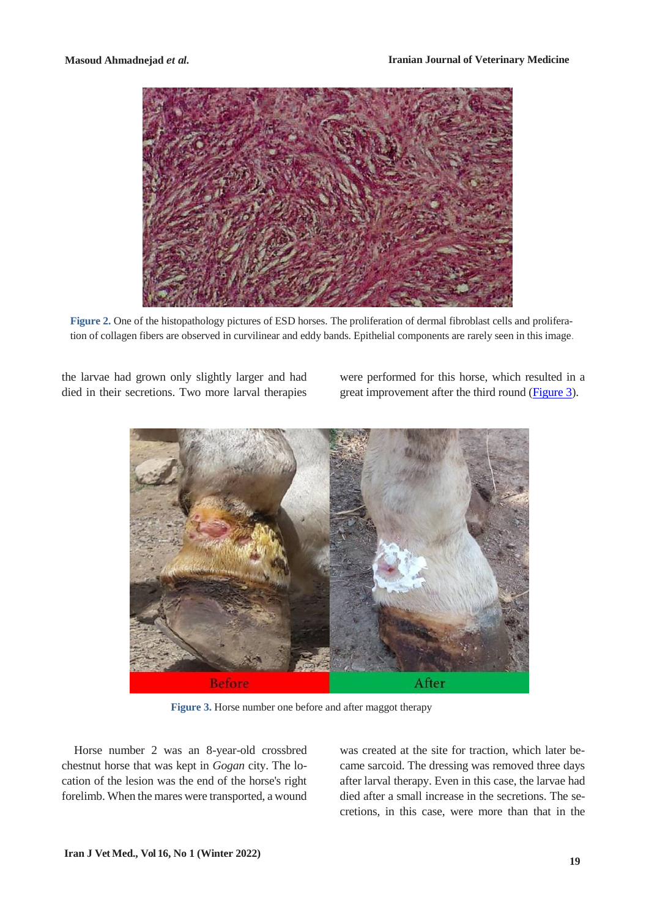Figure 2. One of the histopathology pictures of ESD horses. The proliferation of dermal fibroblast cells and proliferation of collagen fibers are observed in curvilinear and eddy bands. Epithelial components are rarely seen in this image.

the larvae had grown only slightly larger and had died in their secretions. Two more larval therapies were performed for this horse, which resulted in a great improvement after the third round (Figure 3).

Figure 3. Horse number one before and after maggot therapy

Horse number 2 was an 8-year-old crossbred chestnut horse that was kept in *Gogan* city. The location of the lesion was the end of the horse's right forelimb. When the mares were transported, a wound was created at the site for traction, which later became sarcoid. The dressing was removed three days after larval therapy. Even in this case, the larvae had died after a small increase in the secretions. The secretions, in this case, were more than that in the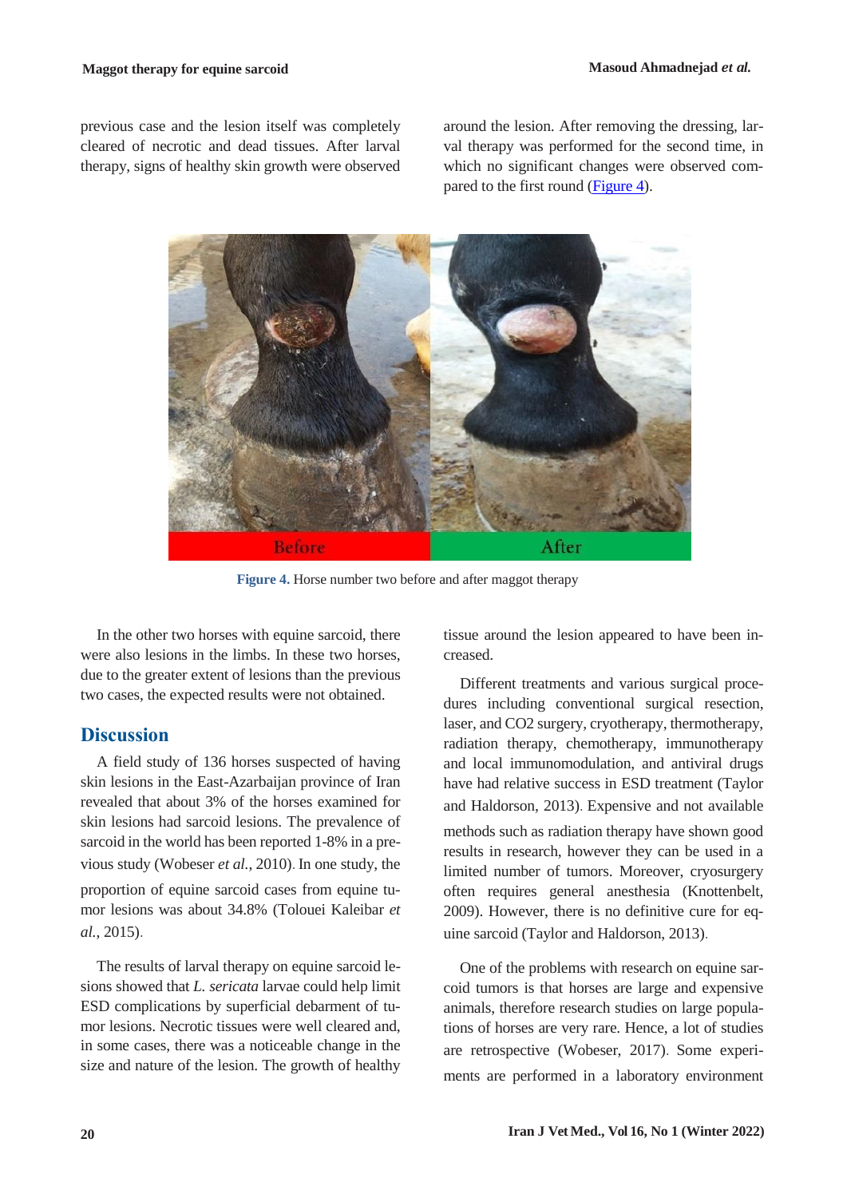previous case and the lesion itself was completely cleared of necrotic and dead tissues. After larval therapy, signs of healthy skin growth were observed around the lesion. After removing the dressing, larval therapy was performed for the second time, in which no significant changes were observed compared to the first round (Figure 4).

**Figure 4.** Horse number two before and after maggot therapy

In the other two horses with equine sarcoid, there were also lesions in the limbs. In these two horses, due to the greater extent of lesions than the previous two cases, the expected results were not obtained.

## Discussion

A field study of 136 horses suspected of having skin lesions in the East-Azarbaijan province of Iran revealed that about 3% of the horses examined for skin lesions had sarcoid lesions. The prevalence of sarcoid in the world has been reported 1-8% in a previous study (Wobeser *et al.*, 2010). In one study, the proportion of equine sarcoid cases from equine tumor lesions was about 34.8% (Tolouei Kaleibar *et al.*, 2015).

The results of larval therapy on equine sarcoid lesions showed that *L. sericata* larvae could help limit ESD complications by superficial debarment of tumor lesions. Necrotic tissues were well cleared and, in some cases, there was a noticeable change in the size and nature of the lesion. The growth of healthy tissue around the lesion appeared to have been increased.

Different treatments and various surgical procedures including conventional surgical resection, laser, and CO2 surgery, cryotherapy, thermotherapy, radiation therapy, chemotherapy, immunotherapy and local immunomodulation, and antiviral drugs have had relative success in ESD treatment (Taylor and Haldorson, 2013). Expensive and not available methods such as radiation therapy have shown good results in research, however they can be used in a limited number of tumors. Moreover, cryosurgery often requires general anesthesia (Knottenbelt, 2009). However, there is no definitive cure for equine sarcoid (Taylor and Haldorson, 2013).

One of the problems with research on equine sarcoid tumors is that horses are large and expensive animals, therefore research studies on large populations of horses are very rare. Hence, a lot of studies are retrospective (Wobeser, 2017). Some experiments are performed in a laboratory environment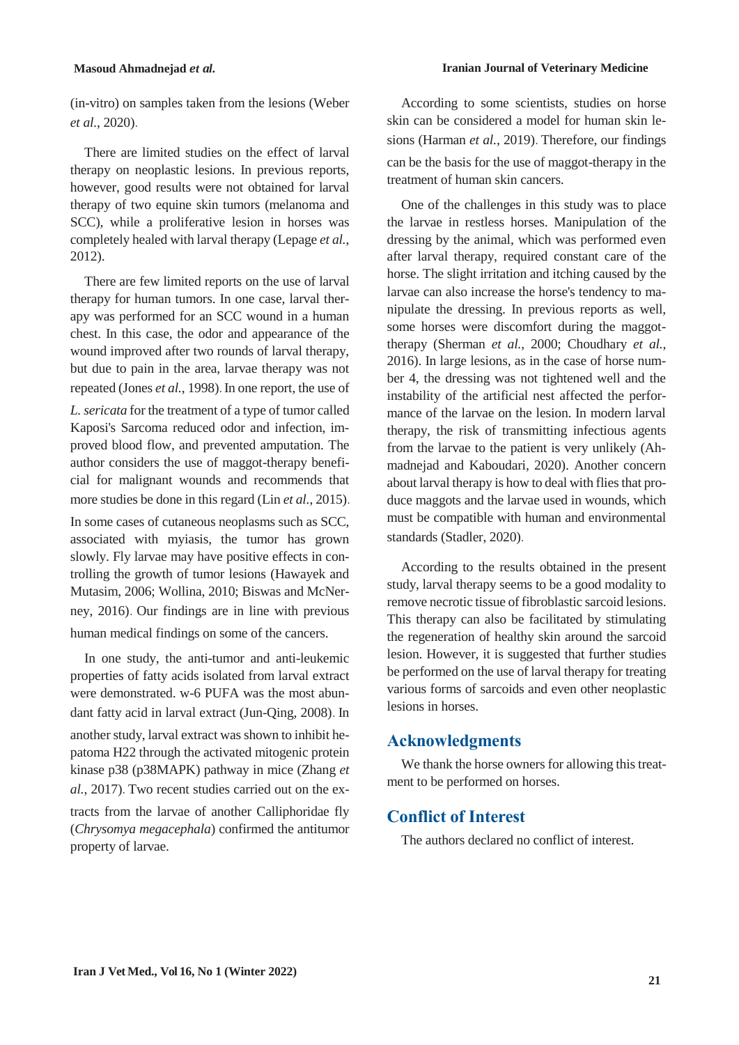(in-vitro) on samples taken from the lesions (Weber *et al.*, 2020).

There are limited studies on the effect of larval therapy on neoplastic lesions. In previous reports, however, good results were not obtained for larval therapy of two equine skin tumors (melanoma and SCC), while a proliferative lesion in horses was completely healed with larval therapy (Lepage *et al.*, 2012).

There are few limited reports on the use of larval therapy for human tumors. In one case, larval therapy was performed for an SCC wound in a human chest. In this case, the odor and appearance of the wound improved after two rounds of larval therapy, but due to pain in the area, larvae therapy was not repeated (Jones *et al.*, 1998). In one report, the use of *L. sericata* for the treatment of a type of tumor called Kaposi's Sarcoma reduced odor and infection, improved blood flow, and prevented amputation. The author considers the use of maggot-therapy beneficial for malignant wounds and recommends that more studies be done in this regard (Lin *et al.*, 2015). In some cases of cutaneous neoplasms such as SCC, associated with myiasis, the tumor has grown slowly. Fly larvae may have positive effects in controlling the growth of tumor lesions (Hawayek and Mutasim, 2006; Wollina, 2010; Biswas and McNerney, 2016). Our findings are in line with previous human medical findings on some of the cancers.

In one study, the anti-tumor and anti-leukemic properties of fatty acids isolated from larval extract were demonstrated. w-6 PUFA was the most abundant fatty acid in larval extract (Jun-Qing, 2008). In another study, larval extract was shown to inhibit hepatoma H22 through the activated mitogenic protein kinase p38 (p38MAPK) pathway in mice (Zhang *et al.*, 2017). Two recent studies carried out on the extracts from the larvae of another Calliphoridae fly (*Chrysomya megacephala*) confirmed the antitumor property of larvae.

According to some scientists, studies on horse skin can be considered a model for human skin lesions (Harman *et al.*, 2019). Therefore, our findings can be the basis for the use of maggot-therapy in the treatment of human skin cancers.

One of the challenges in this study was to place the larvae in restless horses. Manipulation of the dressing by the animal, which was performed even after larval therapy, required constant care of the horse. The slight irritation and itching caused by the larvae can also increase the horse's tendency to manipulate the dressing. In previous reports as well, some horses were discomfort during the maggot-therapy (Sherman *et al.*, 2000; Choudhary *et al.*, 2016). In large lesions, as in the case of horse number 4, the dressing was not tightened well and the instability of the artificial nest affected the performance of the larvae on the lesion. In modern larval therapy, the risk of transmitting infectious agents from the larvae to the patient is very unlikely (Ahmadnejad and Kaboudari, 2020). Another concern about larval therapy is how to deal with flies that produce maggots and the larvae used in wounds, which must be compatible with human and environmental standards (Stadler, 2020).

According to the results obtained in the present study, larval therapy seems to be a good modality to remove necrotic tissue of fibroblastic sarcoid lesions. This therapy can also be facilitated by stimulating the regeneration of healthy skin around the sarcoid lesion. However, it is suggested that further studies be performed on the use of larval therapy for treating various forms of sarcoids and even other neoplastic lesions in horses.

## Acknowledgments

We thank the horse owners for allowing this treatment to be performed on horses.

## Conflict of Interest

The authors declared no conflict of interest.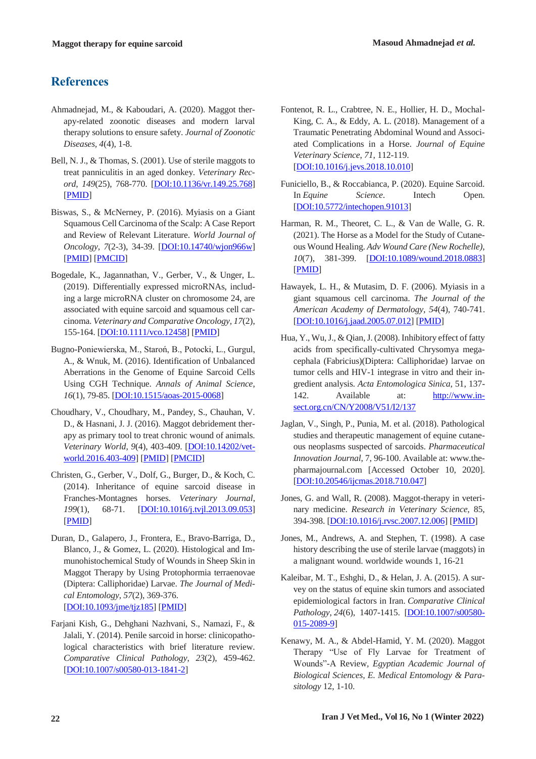## References

Ahmadnejad, M., & Kaboudari, A. (2020). Maggot therapy-related zoonotic diseases and modern larval therapy solutions to ensure safety. *Journal of Zoonotic Diseases*, *4*(4), 1-8.

Bell, N. J., & Thomas, S. (2001). Use of sterile maggots to treat panniculitis in an aged donkey. *Veterinary Record*, *149*(25), 768-770. [DOI:10.1136/vr.149.25.768] [PMID]

Biswas, S., & McNerney, P. (2016). Myiasis on a Giant Squamous Cell Carcinoma of the Scalp: A Case Report and Review of Relevant Literature. *World Journal of Oncology*, *7*(2-3), 34-39. [DOI:10.14740/wjon966w] [PMID] [PMCID]

Bogedale, K., Jagannathan, V., Gerber, V., & Unger, L. (2019). Differentially expressed microRNAs, including a large microRNA cluster on chromosome 24, are associated with equine sarcoid and squamous cell carcinoma. *Veterinary and Comparative Oncology*, *17*(2), 155-164. [DOI:10.1111/vco.12458] [PMID]

Bugno-Poniewierska, M., Staroń, B., Potocki, L., Gurgul, A., & Wnuk, M. (2016). Identification of Unbalanced Aberrations in the Genome of Equine Sarcoid Cells Using CGH Technique. *Annals of Animal Science*, *16*(1), 79-85. [DOI:10.1515/aoas-2015-0068]

Choudhary, V., Choudhary, M., Pandey, S., Chauhan, V. D., & Hasnani, J. J. (2016). Maggot debridement therapy as primary tool to treat chronic wound of animals. *Veterinary World*, *9*(4), 403-409. [DOI:10.14202/vetworld.2016.403-409] [PMID] [PMCID]

Christen, G., Gerber, V., Dolf, G., Burger, D., & Koch, C. (2014). Inheritance of equine sarcoid disease in Franches-Montagnes horses. *Veterinary Journal*, *199*(1), 68-71. [DOI:10.1016/j.tvjl.2013.09.053] [PMID]

Duran, D., Galapero, J., Frontera, E., Bravo-Barriga, D., Blanco, J., & Gomez, L. (2020). Histological and Immunohistochemical Study of Wounds in Sheep Skin in Maggot Therapy by Using Protophormia terraenovae (Diptera: Calliphoridae) Larvae. *The Journal of Medical Entomology*, *57*(2), 369-376. [DOI:10.1093/jme/tjz185] [PMID]

Farjani Kish, G., Dehghani Nazhvani, S., Namazi, F., & Jalali, Y. (2014). Penile sarcoid in horse: clinicopathological characteristics with brief literature review. *Comparative Clinical Pathology*, *23*(2), 459-462. [DOI:10.1007/s00580-013-1841-2]

Fontenot, R. L., Crabtree, N. E., Hollier, H. D., Mochal-King, C. A., & Eddy, A. L. (2018). Management of a Traumatic Penetrating Abdominal Wound and Associated Complications in a Horse. *Journal of Equine Veterinary Science*, *71*, 112-119. [DOI:10.1016/j.jevs.2018.10.010]

Funiciello, B., & Roccabianca, P. (2020). Equine Sarcoid. In *Equine Science*. Intech Open. [DOI:10.5772/intechopen.91013]

Harman, R. M., Theoret, C. L., & Van de Walle, G. R. (2021). The Horse as a Model for the Study of Cutaneous Wound Healing. *Adv Wound Care (New Rochelle)*, *10*(7), 381-399. [DOI:10.1089/wound.2018.0883] [PMID]

Hawayek, L. H., & Mutasim, D. F. (2006). Myiasis in a giant squamous cell carcinoma. *The Journal of the American Academy of Dermatology*, *54*(4), 740-741. [DOI:10.1016/j.jaad.2005.07.012] [PMID]

Hua, Y., Wu, J., & Qian, J. (2008). Inhibitory effect of fatty acids from specifically-cultivated Chrysomya megacephala (Fabricius)(Diptera: Calliphoridae) larvae on tumor cells and HIV-1 integrase in vitro and their ingredient analysis. *Acta Entomologica Sinica*, 51, 137-142. Available at: http://www.insect.org.cn/CN/Y2008/V51/I2/137

Jaglan, V., Singh, P., Punia, M. et al. (2018). Pathological studies and therapeutic management of equine cutaneous neoplasms suspected of sarcoids. *Pharmaceutical Innovation Journal*, 7, 96-100. Available at: www.thepharmajournal.com [Accessed October 10, 2020]. [DOI:10.20546/ijcmas.2018.710.047]

Jones, G. and Wall, R. (2008). Maggot-therapy in veterinary medicine. *Research in Veterinary Science*, 85, 394-398. [DOI:10.1016/j.rvsc.2007.12.006] [PMID]

Jones, M., Andrews, A. and Stephen, T. (1998). A case history describing the use of sterile larvae (maggots) in a malignant wound. worldwide wounds 1, 16-21

Kaleibar, M. T., Eshghi, D., & Helan, J. A. (2015). A survey on the status of equine skin tumors and associated epidemiological factors in Iran. *Comparative Clinical Pathology*, *24*(6), 1407-1415. [DOI:10.1007/s00580-015-2089-9]

Kenawy, M. A., & Abdel-Hamid, Y. M. (2020). Maggot Therapy "Use of Fly Larvae for Treatment of Wounds"-A Review, *Egyptian Academic Journal of Biological Sciences, E. Medical Entomology & Parasitology* 12, 1-10.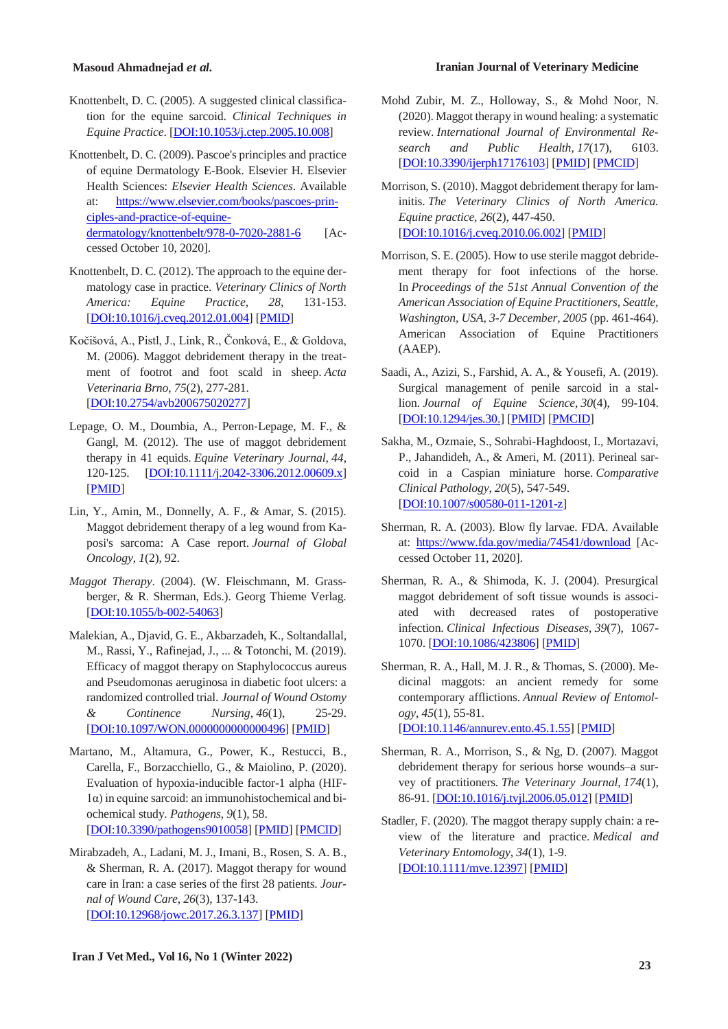Knottenbelt, D. C. (2005). A suggested clinical classification for the equine sarcoid. *Clinical Techniques in Equine Practice*. [DOI:10.1053/j.ctep.2005.10.008]

Knottenbelt, D. C. (2009). Pascoe's principles and practice of equine Dermatology E-Book. Elsevier H. Elsevier Health Sciences: *Elsevier Health Sciences*. Available at: https://www.elsevier.com/books/pascoes-principles-and-practice-of-equine-dermatology/knottenbelt/978-0-7020-2881-6 [Accessed October 10, 2020].

Knottenbelt, D. C. (2012). The approach to the equine dermatology case in practice. *Veterinary Clinics of North America: Equine Practice*, *28*, 131-153. [DOI:10.1016/j.cveq.2012.01.004] [PMID]

Kočišová, A., Pistl, J., Link, R., Čonková, E., & Goldova, M. (2006). Maggot debridement therapy in the treatment of footrot and foot scald in sheep. *Acta Veterinaria Brno*, *75*(2), 277-281. [DOI:10.2754/avb200675020277]

Lepage, O. M., Doumbia, A., Perron-Lepage, M. F., & Gangl, M. (2012). The use of maggot debridement therapy in 41 equids. *Equine Veterinary Journal*, *44*, 120-125. [DOI:10.1111/j.2042-3306.2012.00609.x] [PMID]

Lin, Y., Amin, M., Donnelly, A. F., & Amar, S. (2015). Maggot debridement therapy of a leg wound from Kaposi's sarcoma: A Case report. *Journal of Global Oncology*, *1*(2), 92.

*Maggot Therapy*. (2004). (W. Fleischmann, M. Grassberger, & R. Sherman, Eds.). Georg Thieme Verlag. [DOI:10.1055/b-002-54063]

Malekian, A., Djavid, G. E., Akbarzadeh, K., Soltandallal, M., Rassi, Y., Rafinejad, J., ... & Totonchi, M. (2019). Efficacy of maggot therapy on Staphylococcus aureus and Pseudomonas aeruginosa in diabetic foot ulcers: a randomized controlled trial. *Journal of Wound Ostomy & Continence Nursing*, *46*(1), 25-29. [DOI:10.1097/WON.0000000000000496] [PMID]

Martano, M., Altamura, G., Power, K., Restucci, B., Carella, F., Borzacchiello, G., & Maiolino, P. (2020). Evaluation of hypoxia-inducible factor-1 alpha (HIF-1α) in equine sarcoid: an immunohistochemical and biochemical study. *Pathogens*, *9*(1), 58. [DOI:10.3390/pathogens9010058] [PMID] [PMCID]

Mirabzadeh, A., Ladani, M. J., Imani, B., Rosen, S. A. B., & Sherman, R. A. (2017). Maggot therapy for wound care in Iran: a case series of the first 28 patients. *Journal of Wound Care*, *26*(3), 137-143. [DOI:10.12968/jowc.2017.26.3.137] [PMID]

Mohd Zubir, M. Z., Holloway, S., & Mohd Noor, N. (2020). Maggot therapy in wound healing: a systematic review. *International Journal of Environmental Research and Public Health*, *17*(17), 6103. [DOI:10.3390/ijerph17176103] [PMID] [PMCID]

Morrison, S. (2010). Maggot debridement therapy for laminitis. *The Veterinary Clinics of North America. Equine practice*, *26*(2), 447-450. [DOI:10.1016/j.cveq.2010.06.002] [PMID]

Morrison, S. E. (2005). How to use sterile maggot debridement therapy for foot infections of the horse. In *Proceedings of the 51st Annual Convention of the American Association of Equine Practitioners, Seattle, Washington, USA, 3-7 December, 2005* (pp. 461-464). American Association of Equine Practitioners (AAEP).

Saadi, A., Azizi, S., Farshid, A. A., & Yousefi, A. (2019). Surgical management of penile sarcoid in a stallion. *Journal of Equine Science*, *30*(4), 99-104. [DOI:10.1294/jes.30.] [PMID] [PMCID]

Sakha, M., Ozmaie, S., Sohrabi-Haghdoost, I., Mortazavi, P., Jahandideh, A., & Ameri, M. (2011). Perineal sarcoid in a Caspian miniature horse. *Comparative Clinical Pathology*, *20*(5), 547-549. [DOI:10.1007/s00580-011-1201-z]

Sherman, R. A. (2003). Blow fly larvae. FDA. Available at: https://www.fda.gov/media/74541/download [Accessed October 11, 2020].

Sherman, R. A., & Shimoda, K. J. (2004). Presurgical maggot debridement of soft tissue wounds is associated with decreased rates of postoperative infection. *Clinical Infectious Diseases*, *39*(7), 1067-1070. [DOI:10.1086/423806] [PMID]

Sherman, R. A., Hall, M. J. R., & Thomas, S. (2000). Medicinal maggots: an ancient remedy for some contemporary afflictions. *Annual Review of Entomology*, *45*(1), 55-81. [DOI:10.1146/annurev.ento.45.1.55] [PMID]

Sherman, R. A., Morrison, S., & Ng, D. (2007). Maggot debridement therapy for serious horse wounds–a survey of practitioners. *The Veterinary Journal*, *174*(1), 86-91. [DOI:10.1016/j.tvjl.2006.05.012] [PMID]

Stadler, F. (2020). The maggot therapy supply chain: a review of the literature and practice. *Medical and Veterinary Entomology*, *34*(1), 1-9. [DOI:10.1111/mve.12397] [PMID]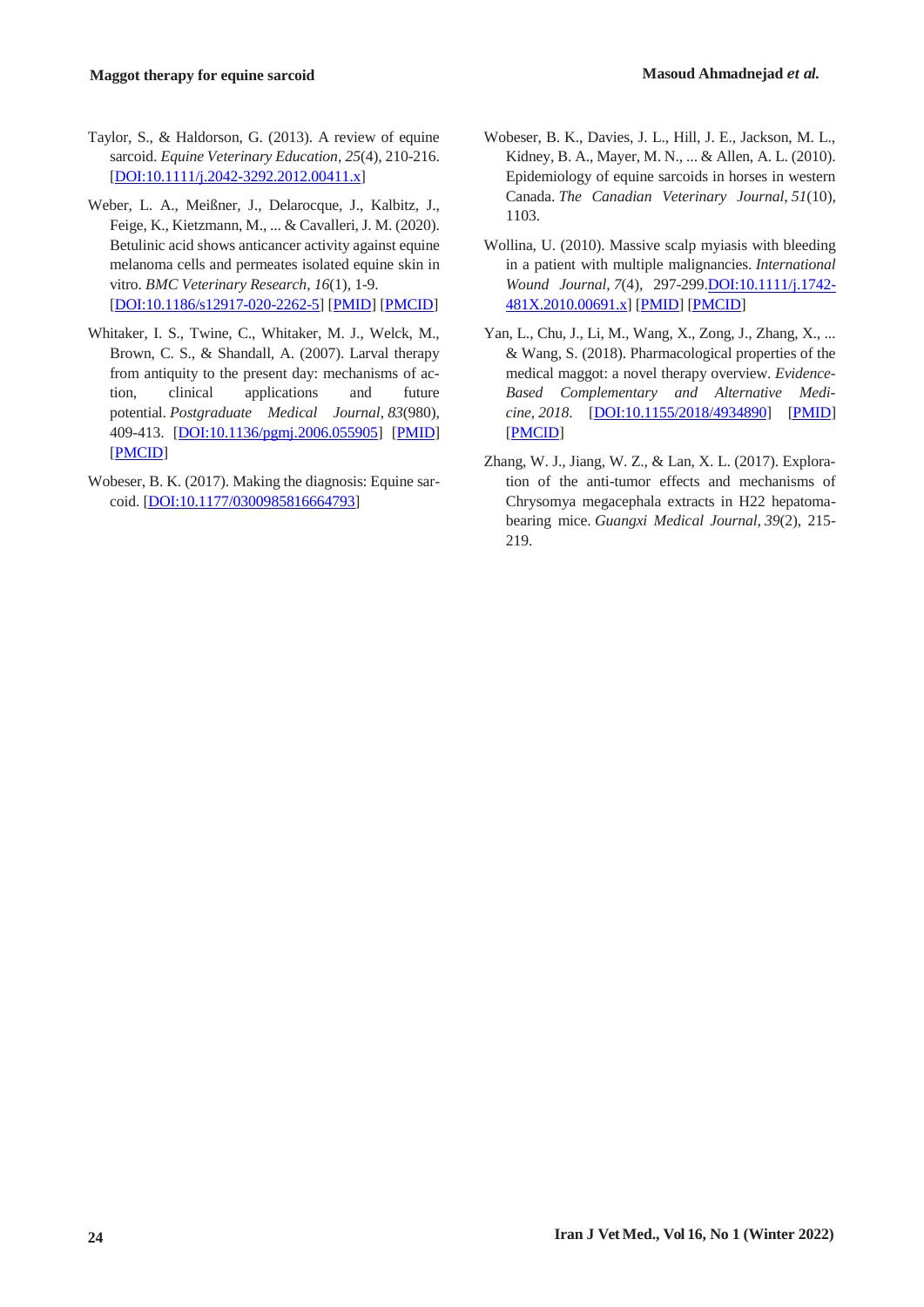Taylor, S., & Haldorson, G. (2013). A review of equine sarcoid. *Equine Veterinary Education*, *25*(4), 210-216. [DOI:10.1111/j.2042-3292.2012.00411.x]

Weber, L. A., Meißner, J., Delarocque, J., Kalbitz, J., Feige, K., Kietzmann, M., ... & Cavalleri, J. M. (2020). Betulinic acid shows anticancer activity against equine melanoma cells and permeates isolated equine skin in vitro. *BMC Veterinary Research*, *16*(1), 1-9. [DOI:10.1186/s12917-020-2262-5] [PMID] [PMCID]

Whitaker, I. S., Twine, C., Whitaker, M. J., Welck, M., Brown, C. S., & Shandall, A. (2007). Larval therapy from antiquity to the present day: mechanisms of action, clinical applications and future potential. *Postgraduate Medical Journal*, *83*(980), 409-413. [DOI:10.1136/pgmj.2006.055905] [PMID] [PMCID]

Wobeser, B. K. (2017). Making the diagnosis: Equine sarcoid. [DOI:10.1177/0300985816664793]

Wobeser, B. K., Davies, J. L., Hill, J. E., Jackson, M. L., Kidney, B. A., Mayer, M. N., ... & Allen, A. L. (2010). Epidemiology of equine sarcoids in horses in western Canada. *The Canadian Veterinary Journal*, *51*(10), 1103.

Wollina, U. (2010). Massive scalp myiasis with bleeding in a patient with multiple malignancies. *International Wound Journal*, *7*(4), 297-299.DOI:10.1111/j.1742-481X.2010.00691.x] [PMID] [PMCID]

Yan, L., Chu, J., Li, M., Wang, X., Zong, J., Zhang, X., ... & Wang, S. (2018). Pharmacological properties of the medical maggot: a novel therapy overview. *Evidence-Based Complementary and Alternative Medicine*, *2018*. [DOI:10.1155/2018/4934890] [PMID] [PMCID]

Zhang, W. J., Jiang, W. Z., & Lan, X. L. (2017). Exploration of the anti-tumor effects and mechanisms of Chrysomya megacephala extracts in H22 hepatoma-bearing mice. *Guangxi Medical Journal*, *39*(2), 215-219.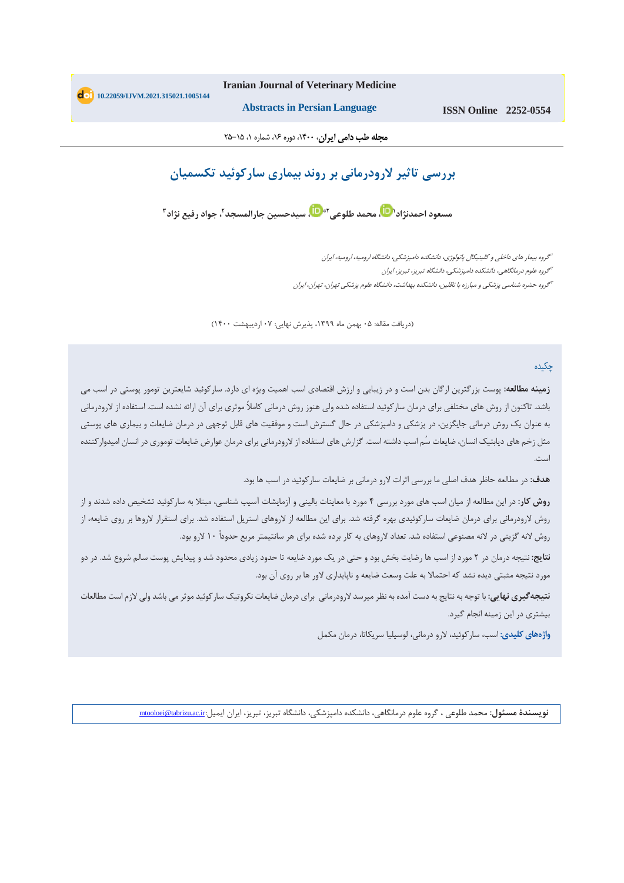# بررسی تاثیر لارودرمانی بر روند بیماری سارکوئید تکسمیان

**مسعود احمدنژاد[1]، محمد طلوعی[2*]، سیدحسین جارالمسجد[2]، جواد رفیع نژاد[3]**

[1]گروه بیمار های داخلی و کلینیکال پاتولوژی، دانشکده دامپزشکی، دانشگاه ارومیه، ارومیه، ایران

[2]گروه علوم درمانگاهی، دانشکده دامپزشکی، دانشگاه تبریز، تبریز، ایران

[3]گروه حشره شناسی پزشکی و مبارزه با ناقلین، دانشکده بهداشت، دانشگاه علوم پزشکی تهران، تهران، ایران

(دریافت مقاله: ۰۵ بهمن ماه ۱۳۹۹، پذیرش نهایی: ۰۷ اردیبهشت ۱۴۰۰)

## چکیده

**زمینه مطالعه:** پوست بزرگترین ارگان بدن است و در زیبایی و ارزش اقتصادی اسب اهمیت ویژه ای دارد. سارکوئید شایعترین تومور پوستی در اسب می باشد. تاکنون از روش های مختلفی برای درمان سارکوئید استفاده شده ولی هنوز روش درمانی کاملاً موثری برای آن ارائه نشده است. استفاده از لارودرمانی به عنوان یک روش درمانی جایگزین، در پزشکی و دامپزشکی در حال گسترش است و موفقیت های قابل توجهی در درمان ضایعات و بیماری های پوستی مثل زخم های دیابتیک انسان، ضایعات سُم اسب داشته است. گزارش های استفاده از لارودرمانی برای درمان عوارض ضایعات توموری در انسان امیدوارکننده است.

**هدف:** در مطالعه حاظر هدف اصلی ما بررسی اثرات لارو درمانی بر ضایعات سارکوئید در اسب ها بود.

**روش کار:** در این مطالعه از میان اسب های مورد بررسی ۴ مورد با معاینات بالینی و آزمایشات آسیب شناسی، مبتلا به سارکوئید تشخیص داده شدند و از روش لارودرمانی برای درمان ضایعات سارکوئیدی بهره گرفته شد. برای این مطالعه از لاروهای استریل استفاده شد. برای استقرار لاروها بر روی ضایعه، از روش لانه گزینی در لانه مصنوعی استفاده شد. تعداد لاروهای به کار برده شده برای هر سانتیمتر مربع حدوداً ۱۰ لارو بود.

**نتایج:** نتیجه درمان در ۲ مورد از اسب ها رضایت بخش بود و حتی در یک مورد ضایعه تا حدود زیادی محدود شد و پیدایش پوست سالم شروع شد. در دو مورد نتیجه مثبتی دیده نشد که احتمالا به علت وسعت ضایعه و ناپایداری لاور ها بر روی آن بود.

**نتیجه‌گیری نهایی:** با توجه به نتایج به دست آمده به نظر میرسد لارودرمانی برای درمان ضایعات نکروتیک سارکوئید موثر می باشد ولی لازم است مطالعات بیشتری در این زمینه انجام گیرد.

**واژه‌های کلیدی:** اسب، سارکوئید، لارو درمانی، لوسیلیا سریکاتا، درمان مکمل

**نویسندهٔ مسئول:** محمد طلوعی ، گروه علوم درمانگاهی، دانشکده دامپزشکی، دانشگاه تبریز، تبریز، ایران ایمیل:mtooloei@tabrizu.ac.ir